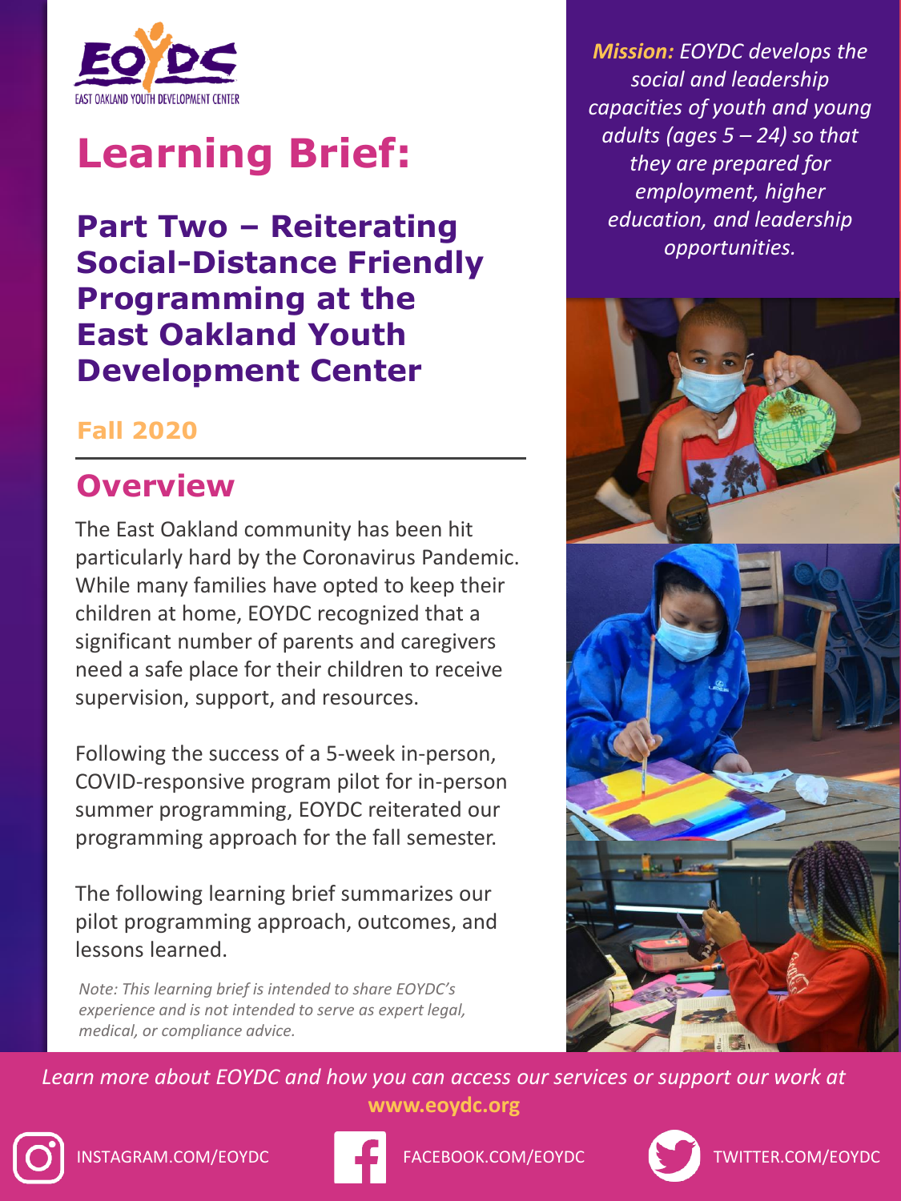EOYDC

EAST OAKLAND YOUTH DEVELOPMENT CENTER

# Learning Brief:

## Part Two – Reiterating Social-Distance Friendly Programming at the East Oakland Youth Development Center

**Fall 2020**

*Mission: EOYDC develops the social and leadership capacities of youth and young adults (ages 5 – 24) so that they are prepared for employment, higher education, and leadership opportunities.*

## Overview

The East Oakland community has been hit particularly hard by the Coronavirus Pandemic. While many families have opted to keep their children at home, EOYDC recognized that a significant number of parents and caregivers need a safe place for their children to receive supervision, support, and resources.

Following the success of a 5-week in-person, COVID-responsive program pilot for in-person summer programming, EOYDC reiterated our programming approach for the fall semester.

The following learning brief summarizes our pilot programming approach, outcomes, and lessons learned.

*Note: This learning brief is intended to share EOYDC's experience and is not intended to serve as expert legal, medical, or compliance advice.*

*Learn more about EOYDC and how you can access our services or support our work at* **www.eoydc.org**

INSTAGRAM.COM/EOYDC FACEBOOK.COM/EOYDC TWITTER.COM/EOYDC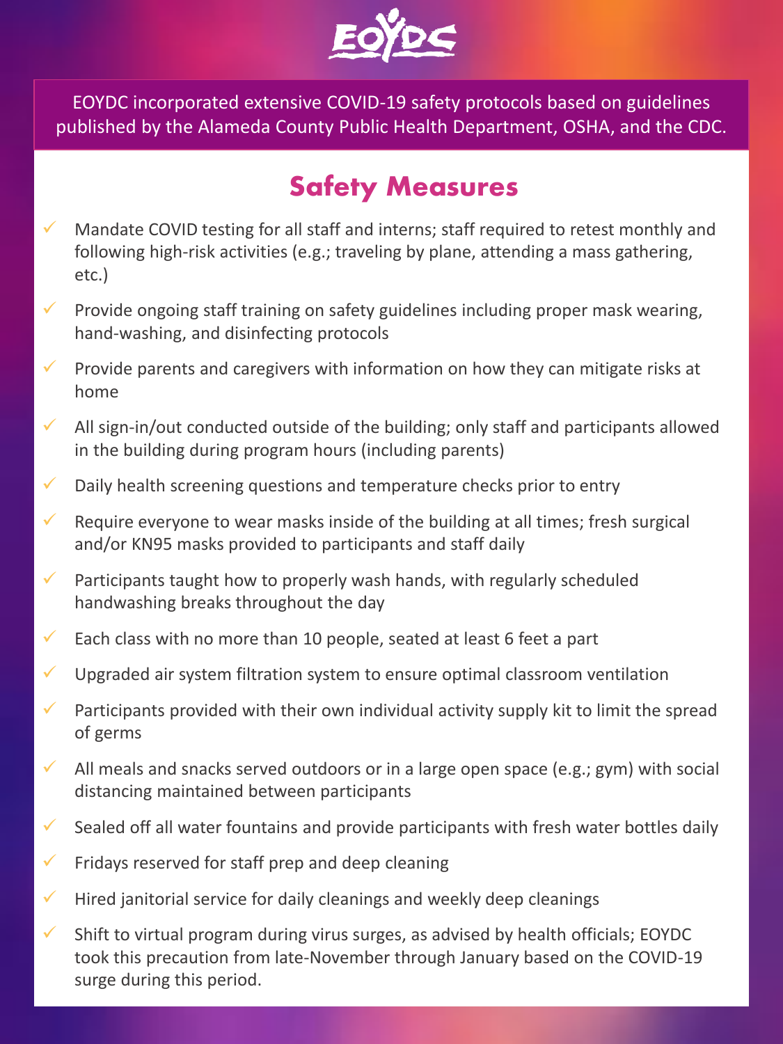EOYDC

EOYDC incorporated extensive COVID-19 safety protocols based on guidelines published by the Alameda County Public Health Department, OSHA, and the CDC.

## Safety Measures

- ✓ Mandate COVID testing for all staff and interns; staff required to retest monthly and following high-risk activities (e.g.; traveling by plane, attending a mass gathering, etc.)
- ✓ Provide ongoing staff training on safety guidelines including proper mask wearing, hand-washing, and disinfecting protocols
- ✓ Provide parents and caregivers with information on how they can mitigate risks at home
- ✓ All sign-in/out conducted outside of the building; only staff and participants allowed in the building during program hours (including parents)
- ✓ Daily health screening questions and temperature checks prior to entry
- ✓ Require everyone to wear masks inside of the building at all times; fresh surgical and/or KN95 masks provided to participants and staff daily
- ✓ Participants taught how to properly wash hands, with regularly scheduled handwashing breaks throughout the day
- ✓ Each class with no more than 10 people, seated at least 6 feet a part
- ✓ Upgraded air system filtration system to ensure optimal classroom ventilation
- ✓ Participants provided with their own individual activity supply kit to limit the spread of germs
- ✓ All meals and snacks served outdoors or in a large open space (e.g.; gym) with social distancing maintained between participants
- ✓ Sealed off all water fountains and provide participants with fresh water bottles daily
- ✓ Fridays reserved for staff prep and deep cleaning
- ✓ Hired janitorial service for daily cleanings and weekly deep cleanings
- ✓ Shift to virtual program during virus surges, as advised by health officials; EOYDC took this precaution from late-November through January based on the COVID-19 surge during this period.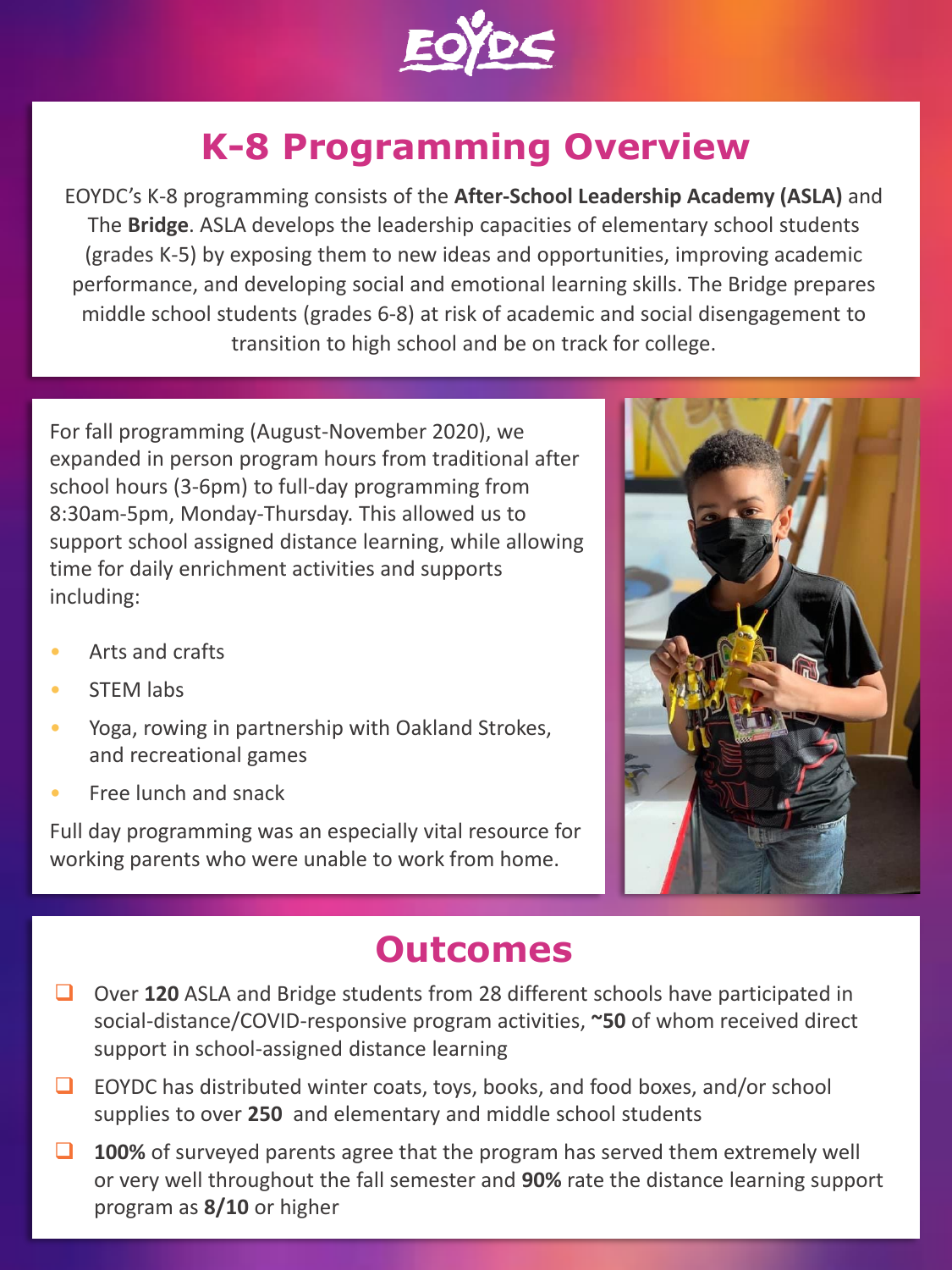EOYDC

# K-8 Programming Overview

EOYDC's K-8 programming consists of the **After-School Leadership Academy (ASLA)** and The **Bridge**. ASLA develops the leadership capacities of elementary school students (grades K-5) by exposing them to new ideas and opportunities, improving academic performance, and developing social and emotional learning skills. The Bridge prepares middle school students (grades 6-8) at risk of academic and social disengagement to transition to high school and be on track for college.

For fall programming (August-November 2020), we expanded in person program hours from traditional after school hours (3-6pm) to full-day programming from 8:30am-5pm, Monday-Thursday. This allowed us to support school assigned distance learning, while allowing time for daily enrichment activities and supports including:

- Arts and crafts
- STEM labs
- Yoga, rowing in partnership with Oakland Strokes, and recreational games
- Free lunch and snack

Full day programming was an especially vital resource for working parents who were unable to work from home.

# Outcomes

- Over **120** ASLA and Bridge students from 28 different schools have participated in social-distance/COVID-responsive program activities, **~50** of whom received direct support in school-assigned distance learning
- EOYDC has distributed winter coats, toys, books, and food boxes, and/or school supplies to over **250** and elementary and middle school students
- **100%** of surveyed parents agree that the program has served them extremely well or very well throughout the fall semester and **90%** rate the distance learning support program as **8/10** or higher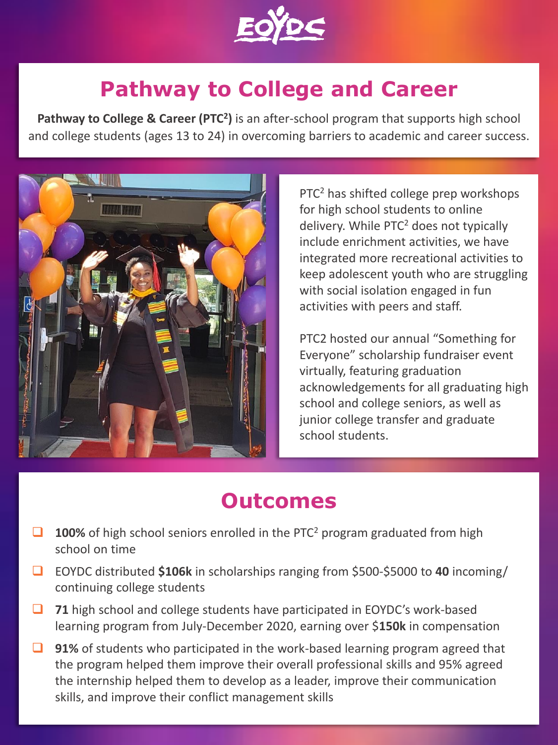EOYDC

# Pathway to College and Career

**Pathway to College & Career (PTC$^2$)** is an after-school program that supports high school and college students (ages 13 to 24) in overcoming barriers to academic and career success.

PTC$^2$ has shifted college prep workshops for high school students to online delivery. While PTC$^2$ does not typically include enrichment activities, we have integrated more recreational activities to keep adolescent youth who are struggling with social isolation engaged in fun activities with peers and staff.

PTC2 hosted our annual "Something for Everyone" scholarship fundraiser event virtually, featuring graduation acknowledgements for all graduating high school and college seniors, as well as junior college transfer and graduate school students.

## Outcomes

- **100%** of high school seniors enrolled in the PTC$^2$ program graduated from high school on time
- EOYDC distributed **$106k** in scholarships ranging from $500-$5000 to **40** incoming/continuing college students
- **71** high school and college students have participated in EOYDC's work-based learning program from July-December 2020, earning over $**150k** in compensation
- **91%** of students who participated in the work-based learning program agreed that the program helped them improve their overall professional skills and 95% agreed the internship helped them to develop as a leader, improve their communication skills, and improve their conflict management skills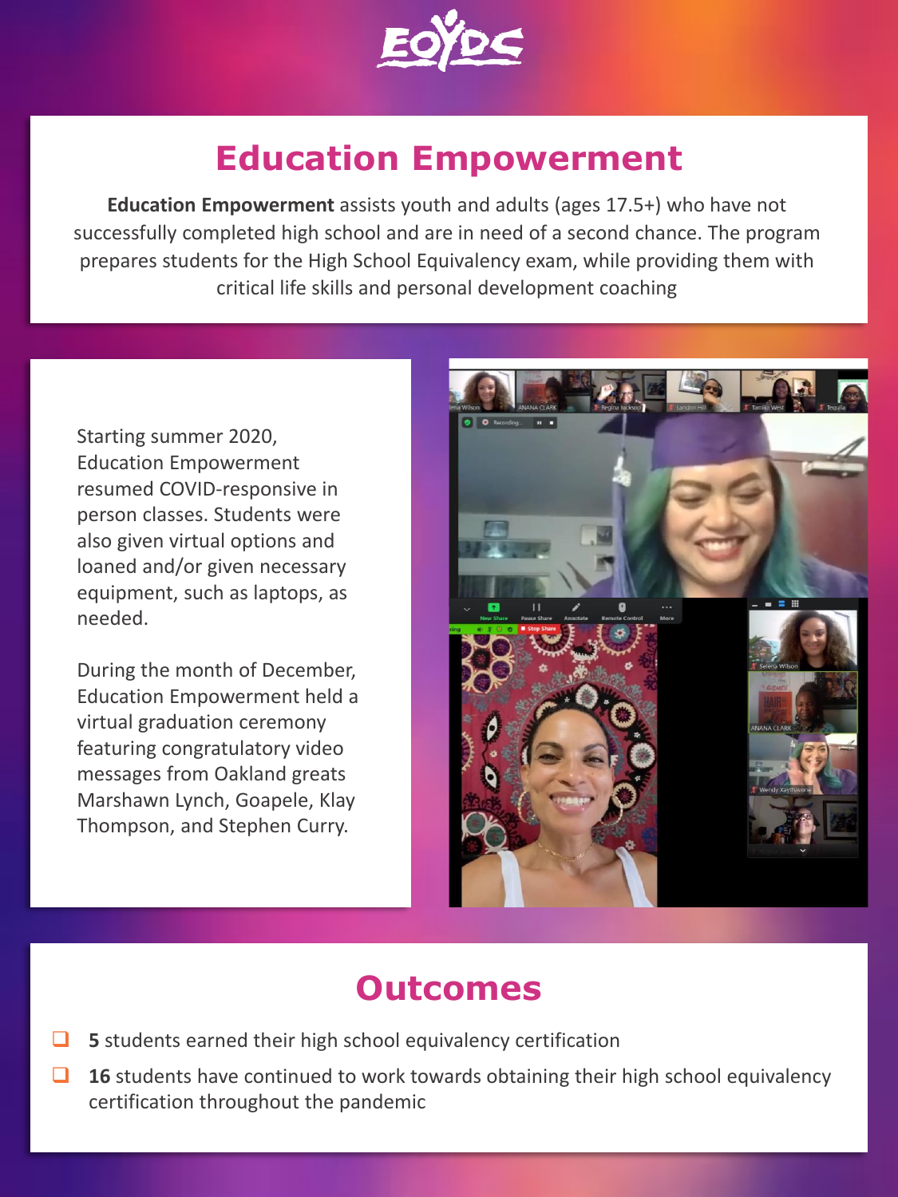# Education Empowerment

**Education Empowerment** assists youth and adults (ages 17.5+) who have not successfully completed high school and are in need of a second chance. The program prepares students for the High School Equivalency exam, while providing them with critical life skills and personal development coaching

Starting summer 2020, Education Empowerment resumed COVID-responsive in person classes. Students were also given virtual options and loaned and/or given necessary equipment, such as laptops, as needed.

During the month of December, Education Empowerment held a virtual graduation ceremony featuring congratulatory video messages from Oakland greats Marshawn Lynch, Goapele, Klay Thompson, and Stephen Curry.

## Outcomes

- **5** students earned their high school equivalency certification
- **16** students have continued to work towards obtaining their high school equivalency certification throughout the pandemic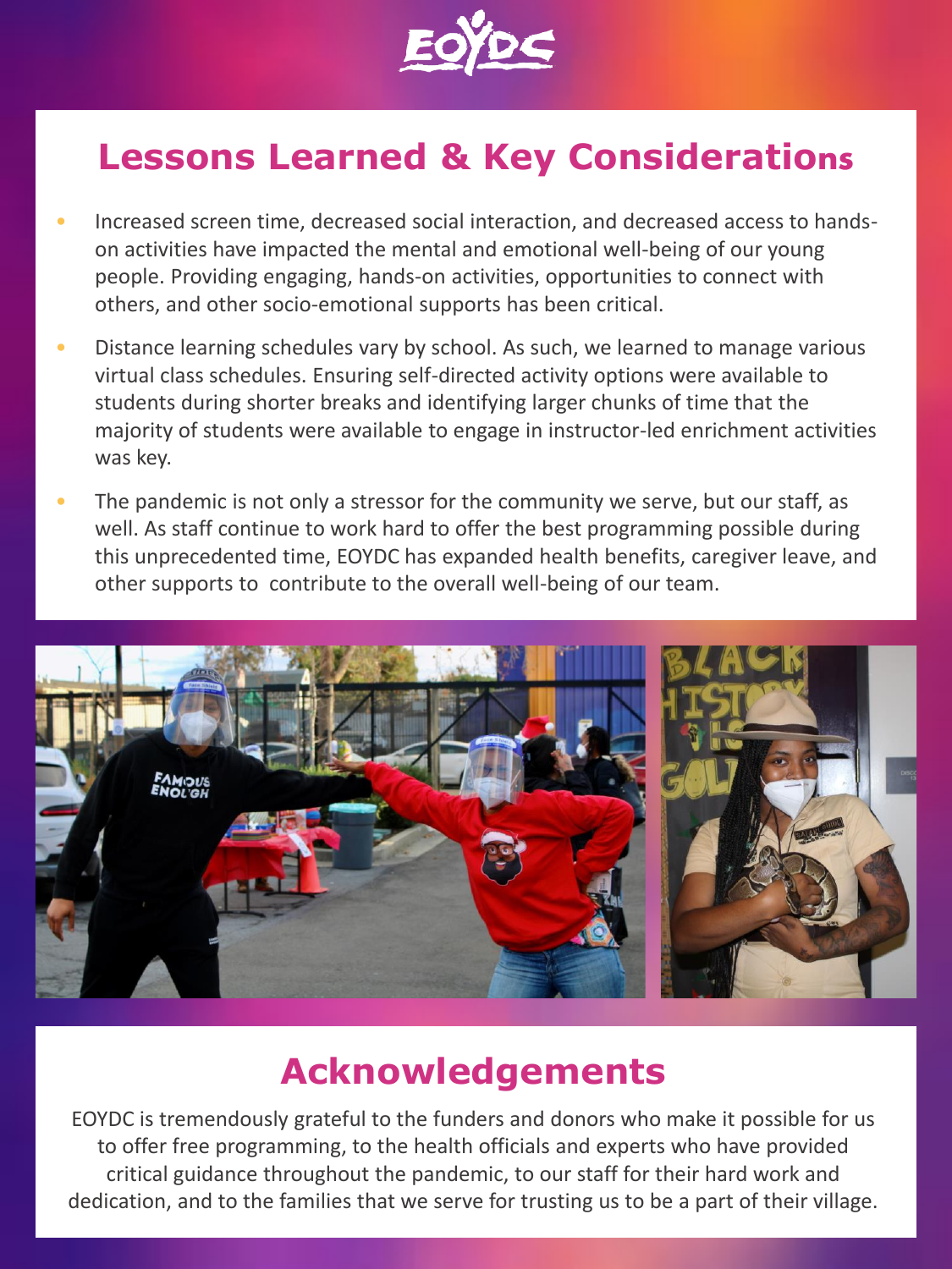# Lessons Learned & Key Considerations

- Increased screen time, decreased social interaction, and decreased access to hands-on activities have impacted the mental and emotional well-being of our young people. Providing engaging, hands-on activities, opportunities to connect with others, and other socio-emotional supports has been critical.
- Distance learning schedules vary by school. As such, we learned to manage various virtual class schedules. Ensuring self-directed activity options were available to students during shorter breaks and identifying larger chunks of time that the majority of students were available to engage in instructor-led enrichment activities was key.
- The pandemic is not only a stressor for the community we serve, but our staff, as well. As staff continue to work hard to offer the best programming possible during this unprecedented time, EOYDC has expanded health benefits, caregiver leave, and other supports to contribute to the overall well-being of our team.

# Acknowledgements

EOYDC is tremendously grateful to the funders and donors who make it possible for us to offer free programming, to the health officials and experts who have provided critical guidance throughout the pandemic, to our staff for their hard work and dedication, and to the families that we serve for trusting us to be a part of their village.